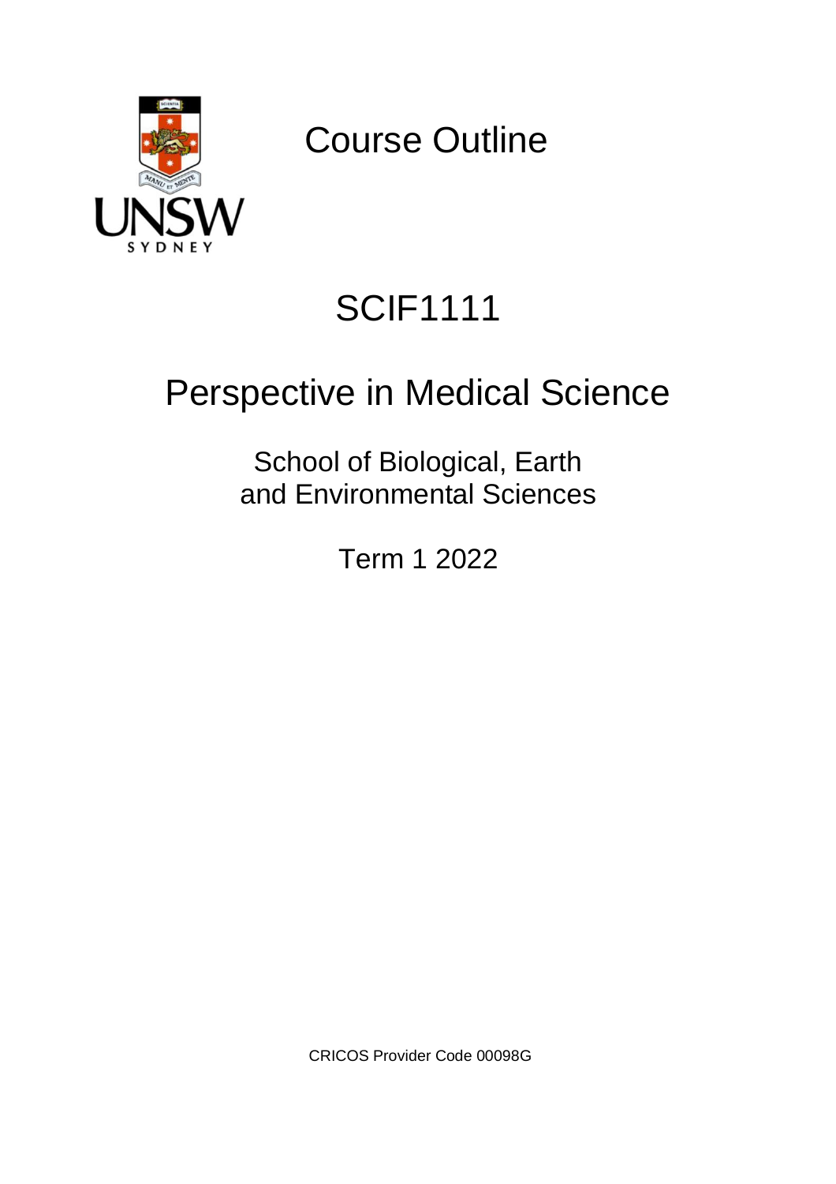# Course Outline

# SCIF1111

# Perspective in Medical Science

## School of Biological, Earth and Environmental Sciences

## Term 1 2022

CRICOS Provider Code 00098G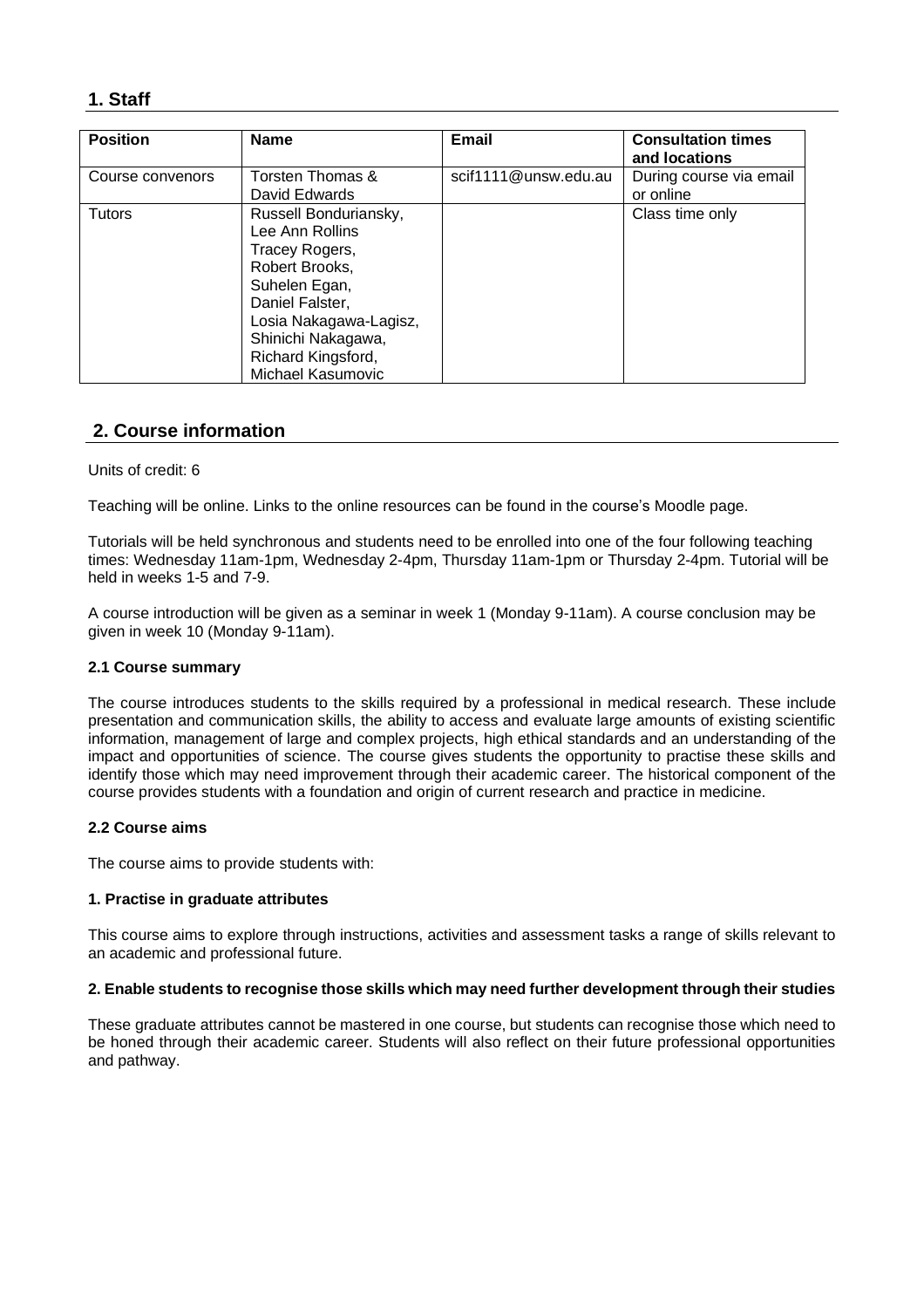## 1. Staff

| Position | Name | Email | Consultation times and locations |
| --- | --- | --- | --- |
| Course convenors | Torsten Thomas & David Edwards | scif1111@unsw.edu.au | During course via email or online |
| Tutors | Russell Bonduriansky, Lee Ann Rollins Tracey Rogers, Robert Brooks, Suhelen Egan, Daniel Falster, Losia Nakagawa-Lagisz, Shinichi Nakagawa, Richard Kingsford, Michael Kasumovic | | Class time only |

## 2. Course information

Units of credit: 6

Teaching will be online. Links to the online resources can be found in the course's Moodle page.

Tutorials will be held synchronous and students need to be enrolled into one of the four following teaching times: Wednesday 11am-1pm, Wednesday 2-4pm, Thursday 11am-1pm or Thursday 2-4pm. Tutorial will be held in weeks 1-5 and 7-9.

A course introduction will be given as a seminar in week 1 (Monday 9-11am). A course conclusion may be given in week 10 (Monday 9-11am).

### 2.1 Course summary

The course introduces students to the skills required by a professional in medical research. These include presentation and communication skills, the ability to access and evaluate large amounts of existing scientific information, management of large and complex projects, high ethical standards and an understanding of the impact and opportunities of science. The course gives students the opportunity to practise these skills and identify those which may need improvement through their academic career. The historical component of the course provides students with a foundation and origin of current research and practice in medicine.

### 2.2 Course aims

The course aims to provide students with:

**1. Practise in graduate attributes**

This course aims to explore through instructions, activities and assessment tasks a range of skills relevant to an academic and professional future.

**2. Enable students to recognise those skills which may need further development through their studies**

These graduate attributes cannot be mastered in one course, but students can recognise those which need to be honed through their academic career. Students will also reflect on their future professional opportunities and pathway.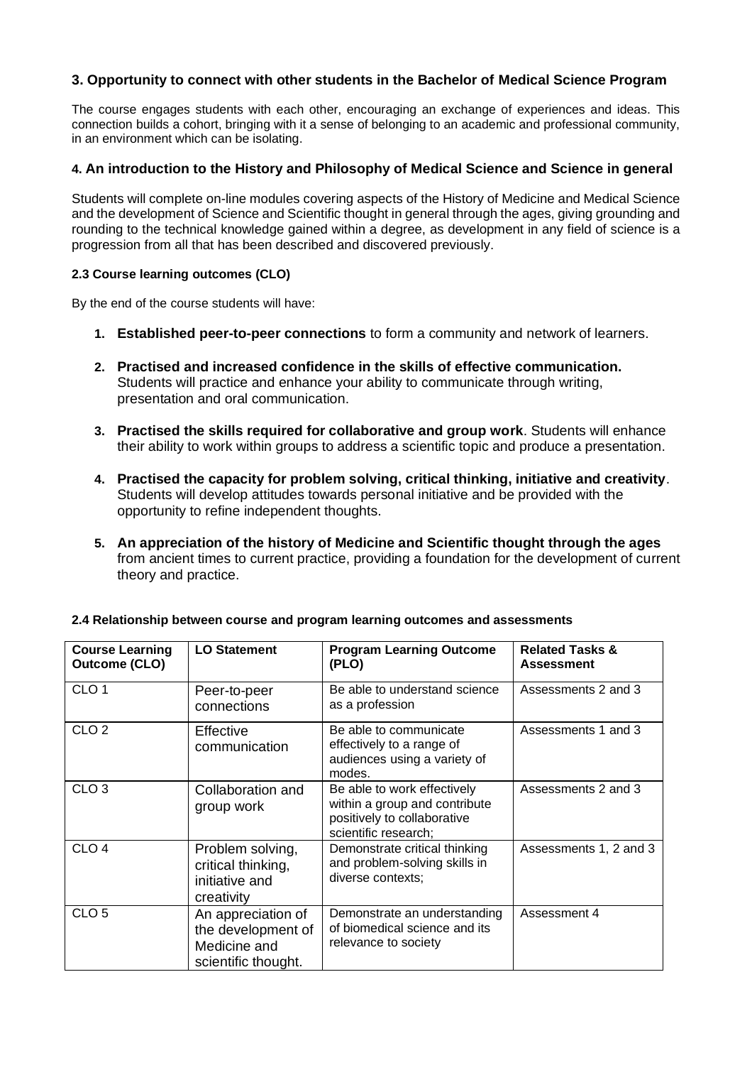### 3. Opportunity to connect with other students in the Bachelor of Medical Science Program

The course engages students with each other, encouraging an exchange of experiences and ideas. This connection builds a cohort, bringing with it a sense of belonging to an academic and professional community, in an environment which can be isolating.

### 4. An introduction to the History and Philosophy of Medical Science and Science in general

Students will complete on-line modules covering aspects of the History of Medicine and Medical Science and the development of Science and Scientific thought in general through the ages, giving grounding and rounding to the technical knowledge gained within a degree, as development in any field of science is a progression from all that has been described and discovered previously.

#### 2.3 Course learning outcomes (CLO)

By the end of the course students will have:

1. **Established peer-to-peer connections** to form a community and network of learners.
2. **Practised and increased confidence in the skills of effective communication.** Students will practice and enhance your ability to communicate through writing, presentation and oral communication.
3. **Practised the skills required for collaborative and group work**. Students will enhance their ability to work within groups to address a scientific topic and produce a presentation.
4. **Practised the capacity for problem solving, critical thinking, initiative and creativity**. Students will develop attitudes towards personal initiative and be provided with the opportunity to refine independent thoughts.
5. **An appreciation of the history of Medicine and Scientific thought through the ages** from ancient times to current practice, providing a foundation for the development of current theory and practice.

#### 2.4 Relationship between course and program learning outcomes and assessments

| Course Learning Outcome (CLO) | LO Statement | Program Learning Outcome (PLO) | Related Tasks & Assessment |
|---|---|---|---|
| CLO 1 | Peer-to-peer connections | Be able to understand science as a profession | Assessments 2 and 3 |
| CLO 2 | Effective communication | Be able to communicate effectively to a range of audiences using a variety of modes. | Assessments 1 and 3 |
| CLO 3 | Collaboration and group work | Be able to work effectively within a group and contribute positively to collaborative scientific research; | Assessments 2 and 3 |
| CLO 4 | Problem solving, critical thinking, initiative and creativity | Demonstrate critical thinking and problem-solving skills in diverse contexts; | Assessments 1, 2 and 3 |
| CLO 5 | An appreciation of the development of Medicine and scientific thought. | Demonstrate an understanding of biomedical science and its relevance to society | Assessment 4 |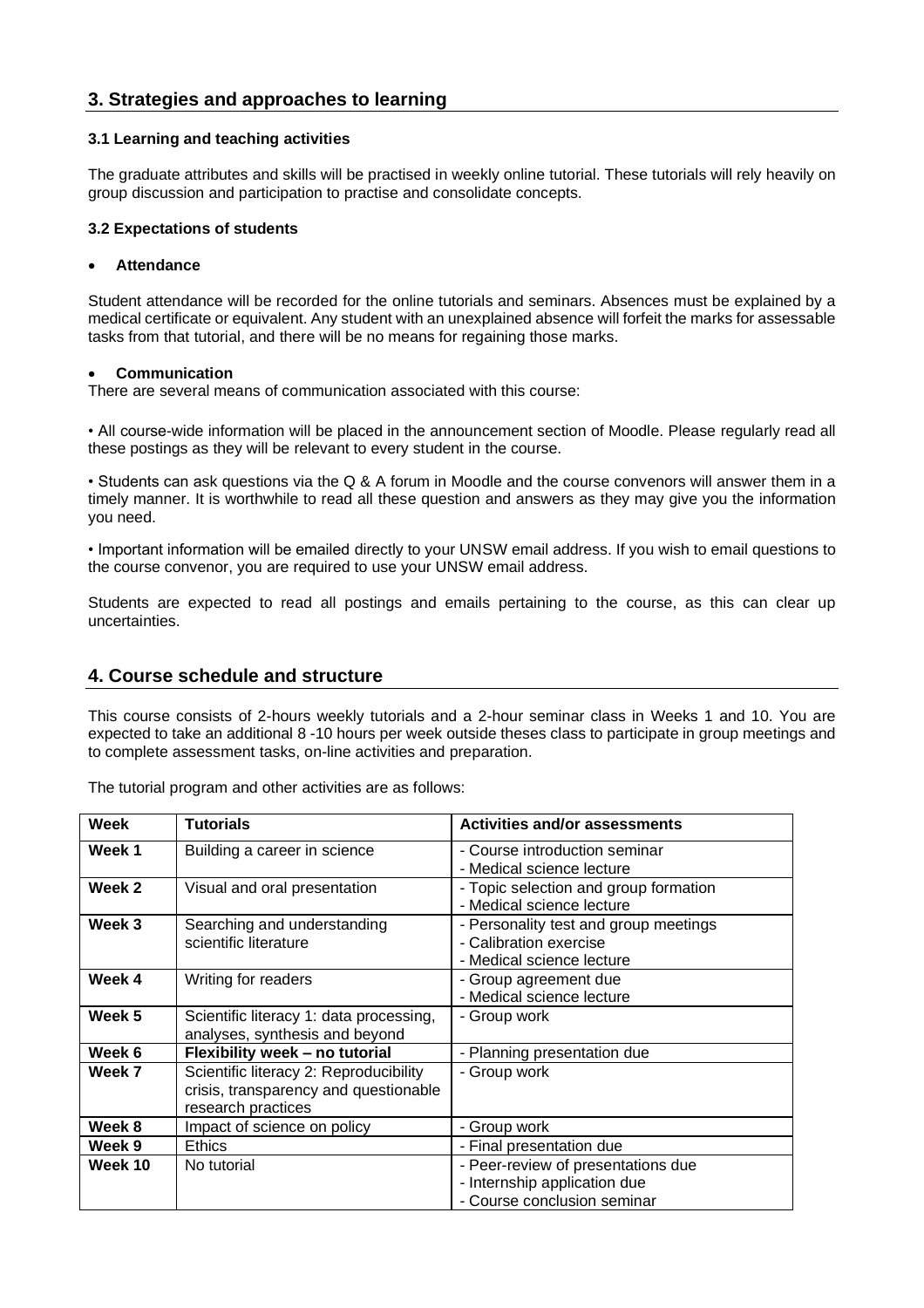## 3. Strategies and approaches to learning

### 3.1 Learning and teaching activities

The graduate attributes and skills will be practised in weekly online tutorial. These tutorials will rely heavily on group discussion and participation to practise and consolidate concepts.

### 3.2 Expectations of students

- **Attendance**

Student attendance will be recorded for the online tutorials and seminars. Absences must be explained by a medical certificate or equivalent. Any student with an unexplained absence will forfeit the marks for assessable tasks from that tutorial, and there will be no means for regaining those marks.

- **Communication**

There are several means of communication associated with this course:

• All course-wide information will be placed in the announcement section of Moodle. Please regularly read all these postings as they will be relevant to every student in the course.

• Students can ask questions via the Q & A forum in Moodle and the course convenors will answer them in a timely manner. It is worthwhile to read all these question and answers as they may give you the information you need.

• Important information will be emailed directly to your UNSW email address. If you wish to email questions to the course convenor, you are required to use your UNSW email address.

Students are expected to read all postings and emails pertaining to the course, as this can clear up uncertainties.

## 4. Course schedule and structure

This course consists of 2-hours weekly tutorials and a 2-hour seminar class in Weeks 1 and 10. You are expected to take an additional 8 -10 hours per week outside theses class to participate in group meetings and to complete assessment tasks, on-line activities and preparation.

The tutorial program and other activities are as follows:

| Week | Tutorials | Activities and/or assessments |
|---|---|---|
| **Week 1** | Building a career in science | - Course introduction seminar<br>- Medical science lecture |
| **Week 2** | Visual and oral presentation | - Topic selection and group formation<br>- Medical science lecture |
| **Week 3** | Searching and understanding scientific literature | - Personality test and group meetings<br>- Calibration exercise<br>- Medical science lecture |
| **Week 4** | Writing for readers | - Group agreement due<br>- Medical science lecture |
| **Week 5** | Scientific literacy 1: data processing, analyses, synthesis and beyond | - Group work |
| **Week 6** | **Flexibility week – no tutorial** | - Planning presentation due |
| **Week 7** | Scientific literacy 2: Reproducibility crisis, transparency and questionable research practices | - Group work |
| **Week 8** | Impact of science on policy | - Group work |
| **Week 9** | Ethics | - Final presentation due |
| **Week 10** | No tutorial | - Peer-review of presentations due<br>- Internship application due<br>- Course conclusion seminar |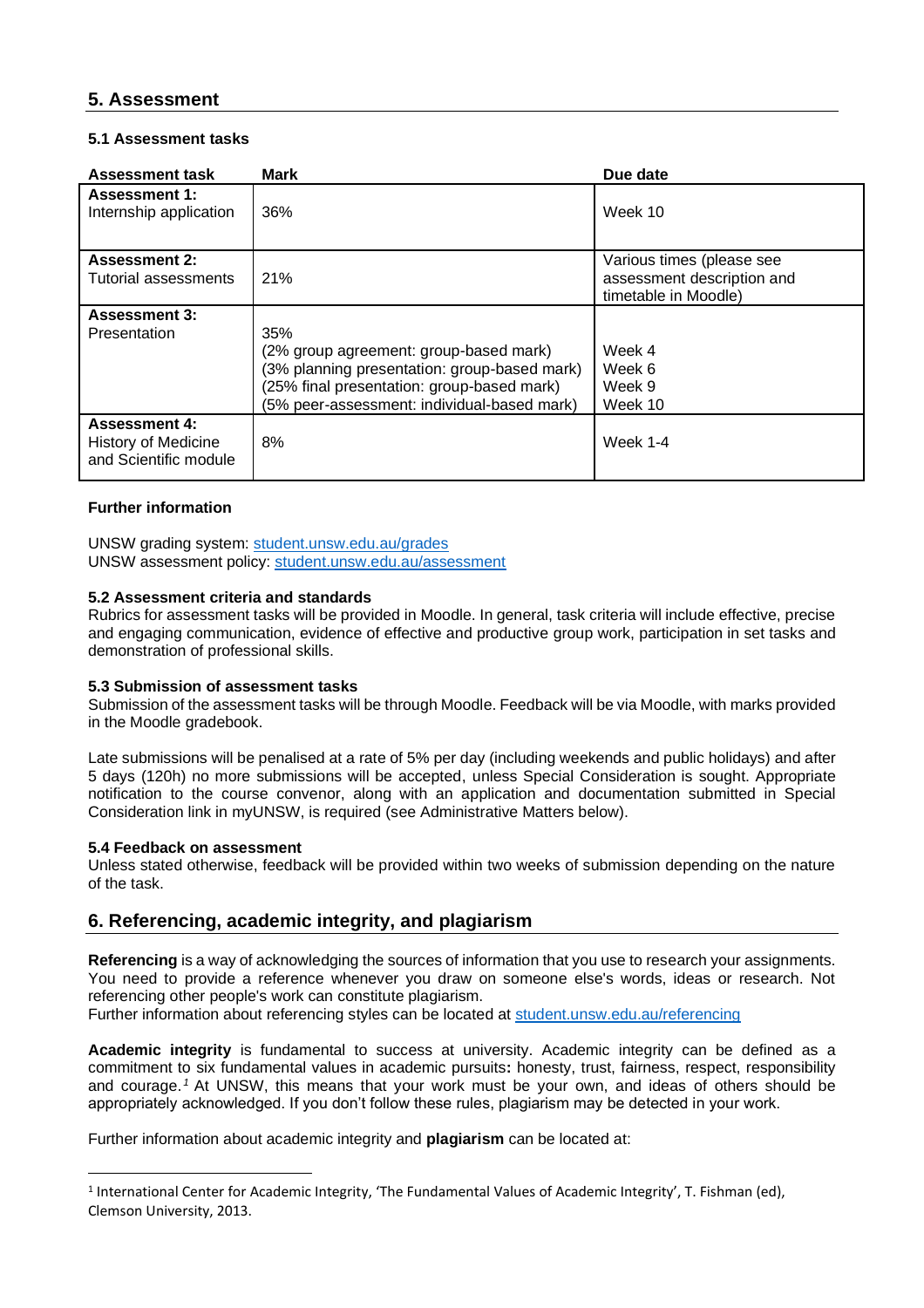## 5. Assessment

### 5.1 Assessment tasks

| Assessment task | Mark | Due date |
|---|---|---|
| **Assessment 1:** Internship application | 36% | Week 10 |
| **Assessment 2:** Tutorial assessments | 21% | Various times (please see assessment description and timetable in Moodle) |
| **Assessment 3:** Presentation | 35%<br>(2% group agreement: group-based mark)<br>(3% planning presentation: group-based mark)<br>(25% final presentation: group-based mark)<br>(5% peer-assessment: individual-based mark) | <br>Week 4<br>Week 6<br>Week 9<br>Week 10 |
| **Assessment 4:** History of Medicine and Scientific module | 8% | Week 1-4 |

**Further information**

UNSW grading system: [student.unsw.edu.au/grades](student.unsw.edu.au/grades)
UNSW assessment policy: [student.unsw.edu.au/assessment](student.unsw.edu.au/assessment)

### 5.2 Assessment criteria and standards

Rubrics for assessment tasks will be provided in Moodle. In general, task criteria will include effective, precise and engaging communication, evidence of effective and productive group work, participation in set tasks and demonstration of professional skills.

### 5.3 Submission of assessment tasks

Submission of the assessment tasks will be through Moodle. Feedback will be via Moodle, with marks provided in the Moodle gradebook.

Late submissions will be penalised at a rate of 5% per day (including weekends and public holidays) and after 5 days (120h) no more submissions will be accepted, unless Special Consideration is sought. Appropriate notification to the course convenor, along with an application and documentation submitted in Special Consideration link in myUNSW, is required (see Administrative Matters below).

### 5.4 Feedback on assessment

Unless stated otherwise, feedback will be provided within two weeks of submission depending on the nature of the task.

## 6. Referencing, academic integrity, and plagiarism

**Referencing** is a way of acknowledging the sources of information that you use to research your assignments. You need to provide a reference whenever you draw on someone else's words, ideas or research. Not referencing other people's work can constitute plagiarism.
Further information about referencing styles can be located at [student.unsw.edu.au/referencing](student.unsw.edu.au/referencing)

**Academic integrity** is fundamental to success at university. Academic integrity can be defined as a commitment to six fundamental values in academic pursuits**:** honesty, trust, fairness, respect, responsibility and courage.[1] At UNSW, this means that your work must be your own, and ideas of others should be appropriately acknowledged. If you don't follow these rules, plagiarism may be detected in your work.

Further information about academic integrity and **plagiarism** can be located at:

[1] International Center for Academic Integrity, 'The Fundamental Values of Academic Integrity', T. Fishman (ed), Clemson University, 2013.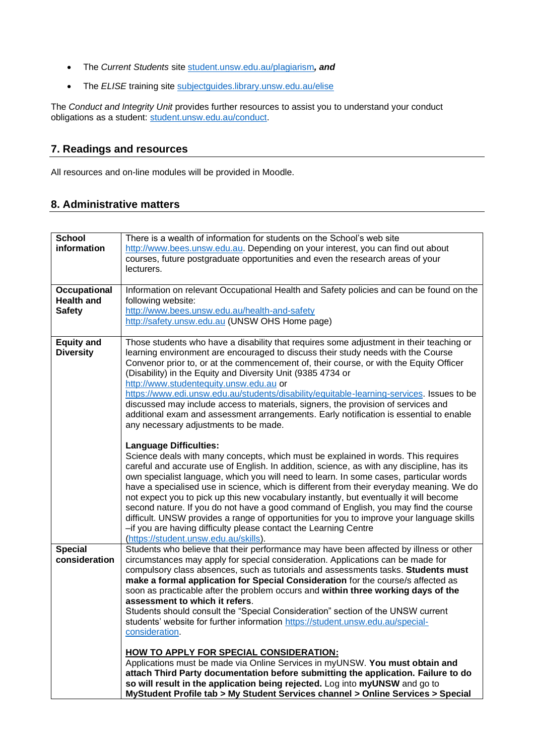- The *Current Students* site student.unsw.edu.au/plagiarism***, and***
- The *ELISE* training site subjectguides.library.unsw.edu.au/elise

The *Conduct and Integrity Unit* provides further resources to assist you to understand your conduct obligations as a student: student.unsw.edu.au/conduct.

## 7. Readings and resources

All resources and on-line modules will be provided in Moodle.

## 8. Administrative matters

| | |
|---|---|
| **School information** | There is a wealth of information for students on the School's web site http://www.bees.unsw.edu.au. Depending on your interest, you can find out about courses, future postgraduate opportunities and even the research areas of your lecturers. |
| **Occupational Health and Safety** | Information on relevant Occupational Health and Safety policies and can be found on the following website: http://www.bees.unsw.edu.au/health-and-safety http://safety.unsw.edu.au (UNSW OHS Home page) |
| **Equity and Diversity** | Those students who have a disability that requires some adjustment in their teaching or learning environment are encouraged to discuss their study needs with the Course Convenor prior to, or at the commencement of, their course, or with the Equity Officer (Disability) in the Equity and Diversity Unit (9385 4734 or http://www.studentequity.unsw.edu.au or https://www.edi.unsw.edu.au/students/disability/equitable-learning-services. Issues to be discussed may include access to materials, signers, the provision of services and additional exam and assessment arrangements. Early notification is essential to enable any necessary adjustments to be made.<br><br>**Language Difficulties:**<br>Science deals with many concepts, which must be explained in words. This requires careful and accurate use of English. In addition, science, as with any discipline, has its own specialist language, which you will need to learn. In some cases, particular words have a specialised use in science, which is different from their everyday meaning. We do not expect you to pick up this new vocabulary instantly, but eventually it will become second nature. If you do not have a good command of English, you may find the course difficult. UNSW provides a range of opportunities for you to improve your language skills –if you are having difficulty please contact the Learning Centre (https://student.unsw.edu.au/skills). |
| **Special consideration** | Students who believe that their performance may have been affected by illness or other circumstances may apply for special consideration. Applications can be made for compulsory class absences, such as tutorials and assessments tasks. **Students must make a formal application for Special Consideration** for the course/s affected as soon as practicable after the problem occurs and **within three working days of the assessment to which it refers**.<br>Students should consult the "Special Consideration" section of the UNSW current students' website for further information https://student.unsw.edu.au/special-consideration.<br><br>**HOW TO APPLY FOR SPECIAL CONSIDERATION:**<br>Applications must be made via Online Services in myUNSW. **You must obtain and attach Third Party documentation before submitting the application. Failure to do so will result in the application being rejected.** Log into **myUNSW** and go to **MyStudent Profile tab > My Student Services channel > Online Services > Special** |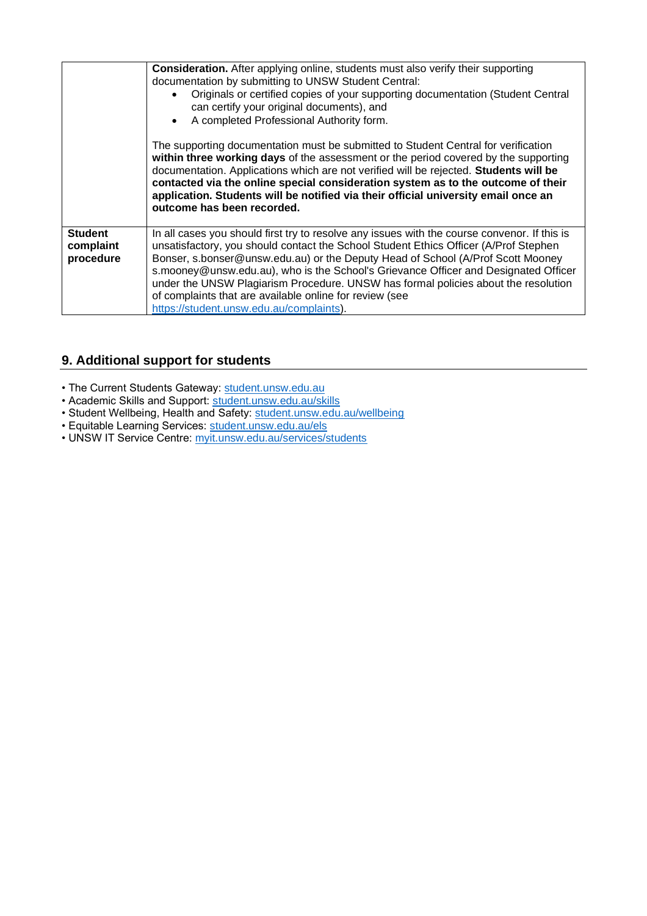| | |
|---|---|
| | **Consideration.** After applying online, students must also verify their supporting documentation by submitting to UNSW Student Central:<br>• Originals or certified copies of your supporting documentation (Student Central can certify your original documents), and<br>• A completed Professional Authority form.<br><br>The supporting documentation must be submitted to Student Central for verification **within three working days** of the assessment or the period covered by the supporting documentation. Applications which are not verified will be rejected. **Students will be contacted via the online special consideration system as to the outcome of their application. Students will be notified via their official university email once an outcome has been recorded.** |
| **Student complaint procedure** | In all cases you should first try to resolve any issues with the course convenor. If this is unsatisfactory, you should contact the School Student Ethics Officer (A/Prof Stephen Bonser, s.bonser@unsw.edu.au) or the Deputy Head of School (A/Prof Scott Mooney s.mooney@unsw.edu.au), who is the School's Grievance Officer and Designated Officer under the UNSW Plagiarism Procedure. UNSW has formal policies about the resolution of complaints that are available online for review (see https://student.unsw.edu.au/complaints). |

## 9. Additional support for students

- The Current Students Gateway: student.unsw.edu.au
- Academic Skills and Support: student.unsw.edu.au/skills
- Student Wellbeing, Health and Safety: student.unsw.edu.au/wellbeing
- Equitable Learning Services: student.unsw.edu.au/els
- UNSW IT Service Centre: myit.unsw.edu.au/services/students